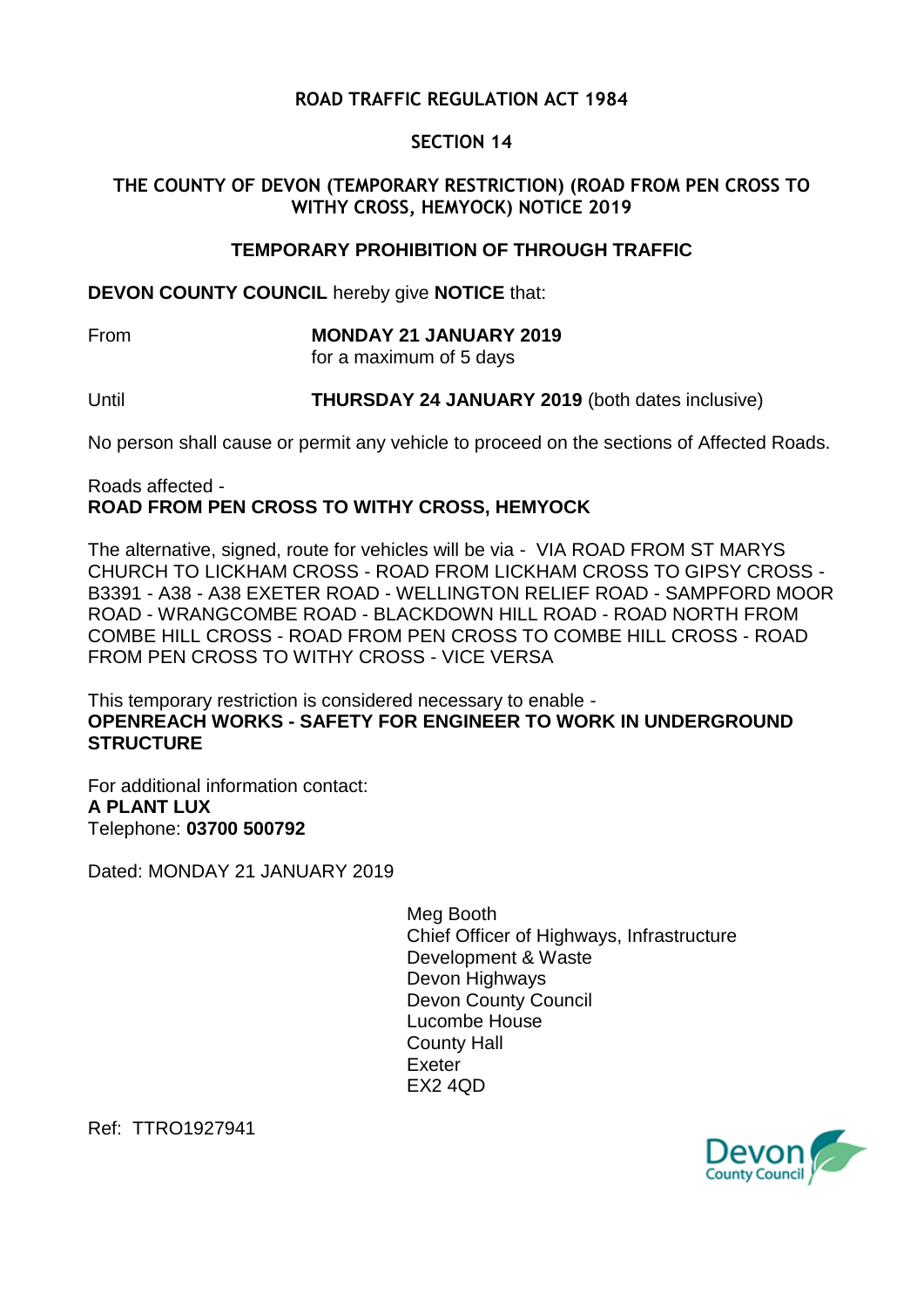**ROAD TRAFFIC REGULATION ACT 1984**

**SECTION 14**

**THE COUNTY OF DEVON (TEMPORARY RESTRICTION) (ROAD FROM PEN CROSS TO WITHY CROSS, HEMYOCK) NOTICE 2019**

**TEMPORARY PROHIBITION OF THROUGH TRAFFIC**

**DEVON COUNTY COUNCIL** hereby give **NOTICE** that:

From **MONDAY 21 JANUARY 2019**
for a maximum of 5 days

Until **THURSDAY 24 JANUARY 2019** (both dates inclusive)

No person shall cause or permit any vehicle to proceed on the sections of Affected Roads.

Roads affected -
**ROAD FROM PEN CROSS TO WITHY CROSS, HEMYOCK**

The alternative, signed, route for vehicles will be via - VIA ROAD FROM ST MARYS CHURCH TO LICKHAM CROSS - ROAD FROM LICKHAM CROSS TO GIPSY CROSS - B3391 - A38 - A38 EXETER ROAD - WELLINGTON RELIEF ROAD - SAMPFORD MOOR ROAD - WRANGCOMBE ROAD - BLACKDOWN HILL ROAD - ROAD NORTH FROM COMBE HILL CROSS - ROAD FROM PEN CROSS TO COMBE HILL CROSS - ROAD FROM PEN CROSS TO WITHY CROSS - VICE VERSA

This temporary restriction is considered necessary to enable -
**OPENREACH WORKS - SAFETY FOR ENGINEER TO WORK IN UNDERGROUND STRUCTURE**

For additional information contact:
**A PLANT LUX**
Telephone: **03700 500792**

Dated: MONDAY 21 JANUARY 2019

Meg Booth
Chief Officer of Highways, Infrastructure Development & Waste
Devon Highways
Devon County Council
Lucombe House
County Hall
Exeter
EX2 4QD

Ref: TTRO1927941

Devon County Council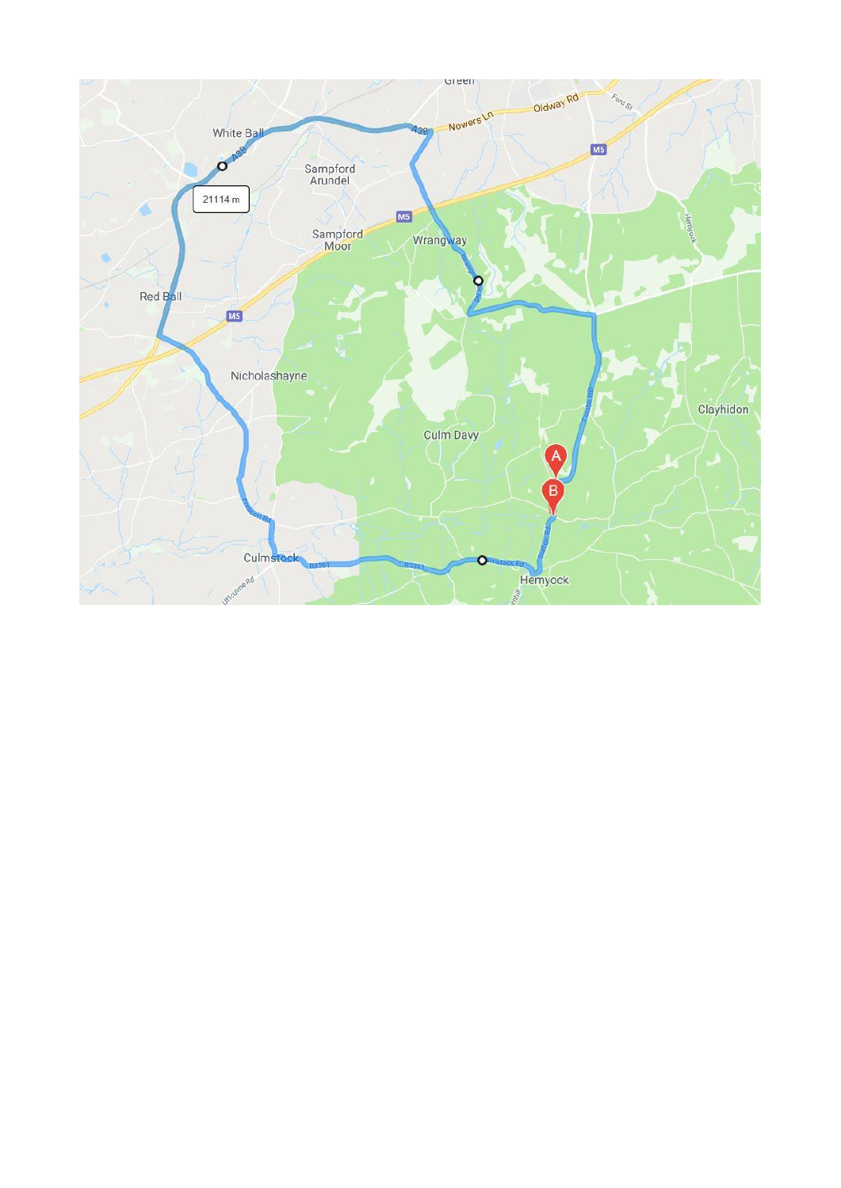Green

White Ball

A38

Sampford Arundel

21114 m

Nowers Ln

Oldway Rd

Ford St

M5

Sampford Moor

Wrangway

Red Ball

M5

Nicholashayne

Clayhidon

Culm Davy

Hemyock

A

B

Culmstock

B3391

B3391

Hemyock